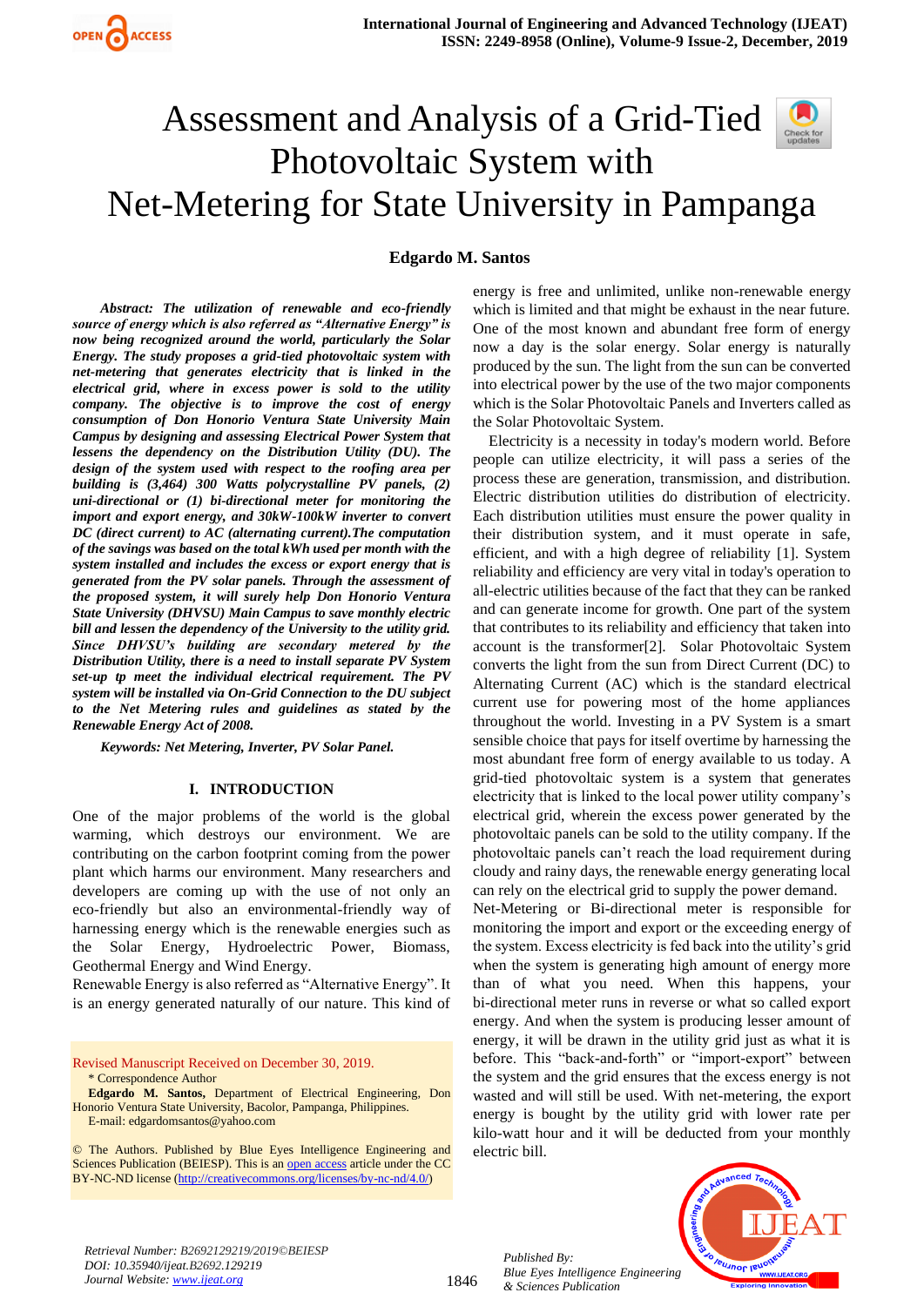# Assessment and Analysis of a Grid-Tied Photovoltaic System with Net-Metering for State University in Pampanga

**Edgardo M. Santos**

***Abstract:*** ***The utilization of renewable and eco-friendly source of energy which is also referred as "Alternative Energy" is now being recognized around the world, particularly the Solar Energy. The study proposes a grid-tied photovoltaic system with net-metering that generates electricity that is linked to the electrical grid, where in excess power is sold to the utility company. The objective is to improve the cost of energy consumption of Don Honorio Ventura State University Main Campus by designing and assessing Electrical Power System that lessens the dependency on the Distribution Utility (DU). The design of the system used with respect to the roofing area per building is (3,464) 300 Watts polycrystalline PV panels, (2) uni-directional or (1) bi-directional meter for monitoring the import and export energy, and 30kW-100kW inverter to convert DC (direct current) to AC (alternating current).The computation of the savings was based on the total kWh used per month with the system installed and includes the excess or export energy that is generated from the PV solar panels. Through the assessment of the proposed system, it will surely help Don Honorio Ventura State University (DHVSU) Main Campus to save monthly electric bill and lessen the dependency of the University to the utility grid. Since DHVSU's building are secondary metered by the Distribution Utility, there is a need to install separate PV System set-up tp meet the individual electrical requirement. The PV system will be installed via On-Grid Connection to the DU subject to the Net Metering rules and guidelines as stated by the Renewable Energy Act of 2008.***

***Keywords: Net Metering, Inverter, PV Solar Panel.***

## I. INTRODUCTION

One of the major problems of the world is the global warming, which destroys our environment. We are contributing on the carbon footprint coming from the power plant which harms our environment. Many researchers and developers are coming up with the use of not only an eco-friendly but also an environmental-friendly way of harnessing energy which is the renewable energies such as the Solar Energy, Hydroelectric Power, Biomass, Geothermal Energy and Wind Energy.

Renewable Energy is also referred as "Alternative Energy". It is an energy generated naturally of our nature. This kind of energy is free and unlimited, unlike non-renewable energy which is limited and that might be exhaust in the near future. One of the most known and abundant free form of energy now a day is the solar energy. Solar energy is naturally produced by the sun. The light from the sun can be converted into electrical power by the use of the two major components which is the Solar Photovoltaic Panels and Inverters called as the Solar Photovoltaic System.

Electricity is a necessity in today's modern world. Before people can utilize electricity, it will pass a series of the process these are generation, transmission, and distribution. Electric distribution utilities do distribution of electricity. Each distribution utilities must ensure the power quality in their distribution system, and it must operate in safe, efficient, and with a high degree of reliability [1]. System reliability and efficiency are very vital in today's operation to all-electric utilities because of the fact that they can be ranked and can generate income for growth. One part of the system that contributes to its reliability and efficiency that taken into account is the transformer[2]. Solar Photovoltaic System converts the light from the sun from Direct Current (DC) to Alternating Current (AC) which is the standard electrical current use for powering most of the home appliances throughout the world. Investing in a PV System is a smart sensible choice that pays for itself overtime by harnessing the most abundant free form of energy available to us today. A grid-tied photovoltaic system is a system that generates electricity that is linked to the local power utility company's electrical grid, wherein the excess power generated by the photovoltaic panels can be sold to the utility company. If the photovoltaic panels can't reach the load requirement during cloudy and rainy days, the renewable energy generating local can rely on the electrical grid to supply the power demand.

Net-Metering or Bi-directional meter is responsible for monitoring the import and export or the exceeding energy of the system. Excess electricity is fed back into the utility's grid when the system is generating high amount of energy more than of what you need. When this happens, your bi-directional meter runs in reverse or what so called export energy. And when the system is producing lesser amount of energy, it will be drawn in the utility grid just as what it is before. This "back-and-forth" or "import-export" between the system and the grid ensures that the excess energy is not wasted and will still be used. With net-metering, the export energy is bought by the utility grid with lower rate per kilo-watt hour and it will be deducted from your monthly electric bill.

Revised Manuscript Received on December 30, 2019.

\* Correspondence Author

**Edgardo M. Santos,** Department of Electrical Engineering, Don Honorio Ventura State University, Bacolor, Pampanga, Philippines. E-mail: edgardomsantos@yahoo.com

© The Authors. Published by Blue Eyes Intelligence Engineering and Sciences Publication (BEIESP). This is an open access article under the CC BY-NC-ND license (http://creativecommons.org/licenses/by-nc-nd/4.0/)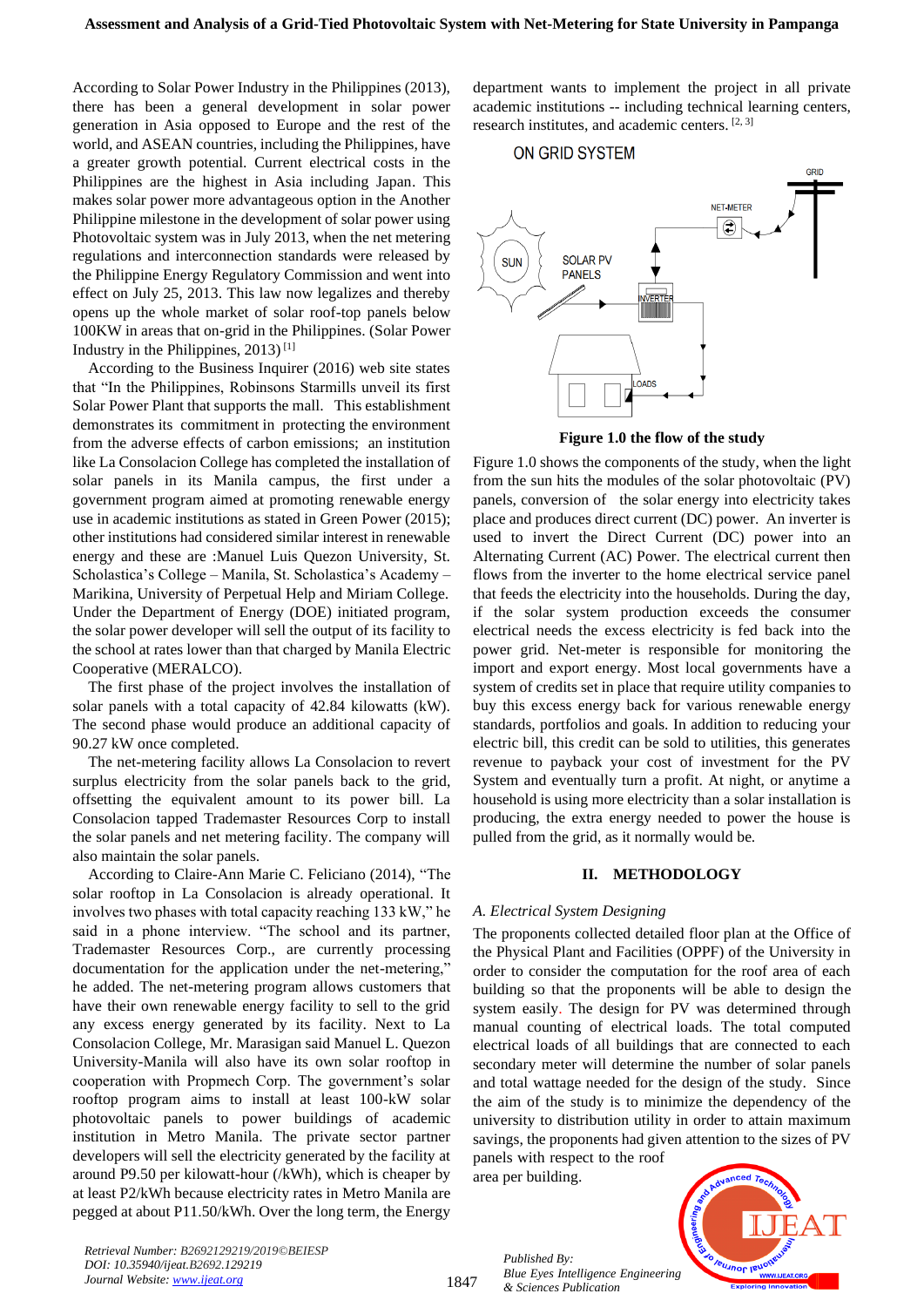According to Solar Power Industry in the Philippines (2013), there has been a general development in solar power generation in Asia opposed to Europe and the rest of the world, and ASEAN countries, including the Philippines, have a greater growth potential. Current electrical costs in the Philippines are the highest in Asia including Japan. This makes solar power more advantageous option in the Another Philippine milestone in the development of solar power using Photovoltaic system was in July 2013, when the net metering regulations and interconnection standards were released by the Philippine Energy Regulatory Commission and went into effect on July 25, 2013. This law now legalizes and thereby opens up the whole market of solar roof-top panels below 100KW in areas that on-grid in the Philippines. (Solar Power Industry in the Philippines, 2013) [1]

According to the Business Inquirer (2016) web site states that "In the Philippines, Robinsons Starmills unveil its first Solar Power Plant that supports the mall. This establishment demonstrates its commitment in protecting the environment from the adverse effects of carbon emissions; an institution like La Consolacion College has completed the installation of solar panels in its Manila campus, the first under a government program aimed at promoting renewable energy use in academic institutions as stated in Green Power (2015); other institutions had considered similar interest in renewable energy and these are :Manuel Luis Quezon University, St. Scholastica's College – Manila, St. Scholastica's Academy – Marikina, University of Perpetual Help and Miriam College. Under the Department of Energy (DOE) initiated program, the solar power developer will sell the output of its facility to the school at rates lower than that charged by Manila Electric Cooperative (MERALCO).

The first phase of the project involves the installation of solar panels with a total capacity of 42.84 kilowatts (kW). The second phase would produce an additional capacity of 90.27 kW once completed.

The net-metering facility allows La Consolacion to revert surplus electricity from the solar panels back to the grid, offsetting the equivalent amount to its power bill. La Consolacion tapped Trademaster Resources Corp to install the solar panels and net metering facility. The company will also maintain the solar panels.

According to Claire-Ann Marie C. Feliciano (2014), "The solar rooftop in La Consolacion is already operational. It involves two phases with total capacity reaching 133 kW," he said in a phone interview. "The school and its partner, Trademaster Resources Corp., are currently processing documentation for the application under the net-metering," he added. The net-metering program allows customers that have their own renewable energy facility to sell to the grid any excess energy generated by its facility. Next to La Consolacion College, Mr. Marasigan said Manuel L. Quezon University-Manila will also have its own solar rooftop in cooperation with Propmech Corp. The government's solar rooftop program aims to install at least 100-kW solar photovoltaic panels to power buildings of academic institution in Metro Manila. The private sector partner developers will sell the electricity generated by the facility at around P9.50 per kilowatt-hour (/kWh), which is cheaper by at least P2/kWh because electricity rates in Metro Manila are pegged at about P11.50/kWh. Over the long term, the Energy department wants to implement the project in all private academic institutions -- including technical learning centers, research institutes, and academic centers. [2, 3]

**Figure 1.0 the flow of the study**

Figure 1.0 shows the components of the study, when the light from the sun hits the modules of the solar photovoltaic (PV) panels, conversion of the solar energy into electricity takes place and produces direct current (DC) power. An inverter is used to invert the Direct Current (DC) power into an Alternating Current (AC) Power. The electrical current then flows from the inverter to the home electrical service panel that feeds the electricity into the households. During the day, if the solar system production exceeds the consumer electrical needs the excess electricity is fed back into the power grid. Net-meter is responsible for monitoring the import and export energy. Most local governments have a system of credits set in place that require utility companies to buy this excess energy back for various renewable energy standards, portfolios and goals. In addition to reducing your electric bill, this credit can be sold to utilities, this generates revenue to payback your cost of investment for the PV System and eventually turn a profit. At night, or anytime a household is using more electricity than a solar installation is producing, the extra energy needed to power the house is pulled from the grid, as it normally would be.

## II. METHODOLOGY

### *A. Electrical System Designing*

The proponents collected detailed floor plan at the Office of the Physical Plant and Facilities (OPPF) of the University in order to consider the computation for the roof area of each building so that the proponents will be able to design the system easily. The design for PV was determined through manual counting of electrical loads. The total computed electrical loads of all buildings that are connected to each secondary meter will determine the number of solar panels and total wattage needed for the design of the study. Since the aim of the study is to minimize the dependency of the university to distribution utility in order to attain maximum savings, the proponents had given attention to the sizes of PV panels with respect to the roof area per building.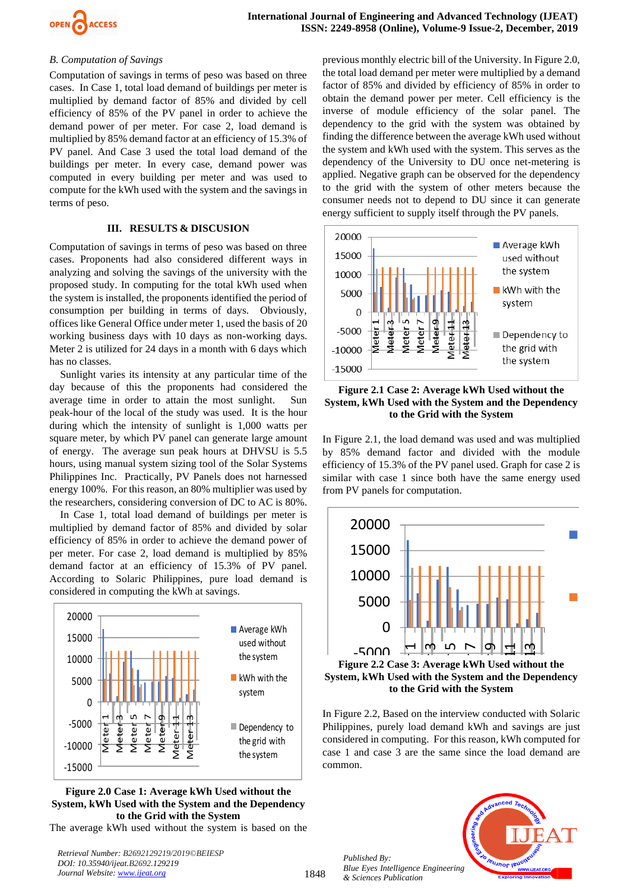### B. Computation of Savings

Computation of savings in terms of peso was based on three cases. In Case 1, total load demand of buildings per meter is multiplied by demand factor of 85% and divided by cell efficiency of 85% of the PV panel in order to achieve the demand power of per meter. For case 2, load demand is multiplied by 85% demand factor at an efficiency of 15.3% of PV panel. And Case 3 used the total load demand of the buildings per meter. In every case, demand power was computed in every building per meter and was used to compute for the kWh used with the system and the savings in terms of peso.

## III. RESULTS & DISCUSION

Computation of savings in terms of peso was based on three cases. Proponents had also considered different ways in analyzing and solving the savings of the university with the proposed study. In computing for the total kWh used when the system is installed, the proponents identified the period of consumption per building in terms of days. Obviously, offices like General Office under meter 1, used the basis of 20 working business days with 10 days as non-working days. Meter 2 is utilized for 24 days in a month with 6 days which has no classes.

Sunlight varies its intensity at any particular time of the day because of this the proponents had considered the average time in order to attain the most sunlight. Sun peak-hour of the local of the study was used. It is the hour during which the intensity of sunlight is 1,000 watts per square meter, by which PV panel can generate large amount of energy. The average sun peak hours at DHVSU is 5.5 hours, using manual system sizing tool of the Solar Systems Philippines Inc. Practically, PV Panels does not harnessed energy 100%. For this reason, an 80% multiplier was used by the researchers, considering conversion of DC to AC is 80%.

In Case 1, total load demand of buildings per meter is multiplied by demand factor of 85% and divided by solar efficiency of 85% in order to achieve the demand power of per meter. For case 2, load demand is multiplied by 85% demand factor at an efficiency of 15.3% of PV panel. According to Solaric Philippines, pure load demand is considered in computing the kWh at savings.

**Figure 2.0 Case 1: Average kWh Used without the System, kWh Used with the System and the Dependency to the Grid with the System**

The average kWh used without the system is based on the previous monthly electric bill of the University. In Figure 2.0, the total load demand per meter were multiplied by a demand factor of 85% and divided by efficiency of 85% in order to obtain the demand power per meter. Cell efficiency is the inverse of module efficiency of the solar panel. The dependency to the grid with the system was obtained by finding the difference between the average kWh used without the system and kWh used with the system. This serves as the dependency of the University to DU once net-metering is applied. Negative graph can be observed for the dependency to the grid with the system of other meters because the consumer needs not to depend to DU since it can generate energy sufficient to supply itself through the PV panels.

**Figure 2.1 Case 2: Average kWh Used without the System, kWh Used with the System and the Dependency to the Grid with the System**

In Figure 2.1, the load demand was used and was multiplied by 85% demand factor and divided with the module efficiency of 15.3% of the PV panel used. Graph for case 2 is similar with case 1 since both have the same energy used from PV panels for computation.

**Figure 2.2 Case 3: Average kWh Used without the System, kWh Used with the System and the Dependency to the Grid with the System**

In Figure 2.2, Based on the interview conducted with Solaric Philippines, purely load demand kWh and savings are just considered in computing. For this reason, kWh computed for case 1 and case 3 are the same since the load demand are common.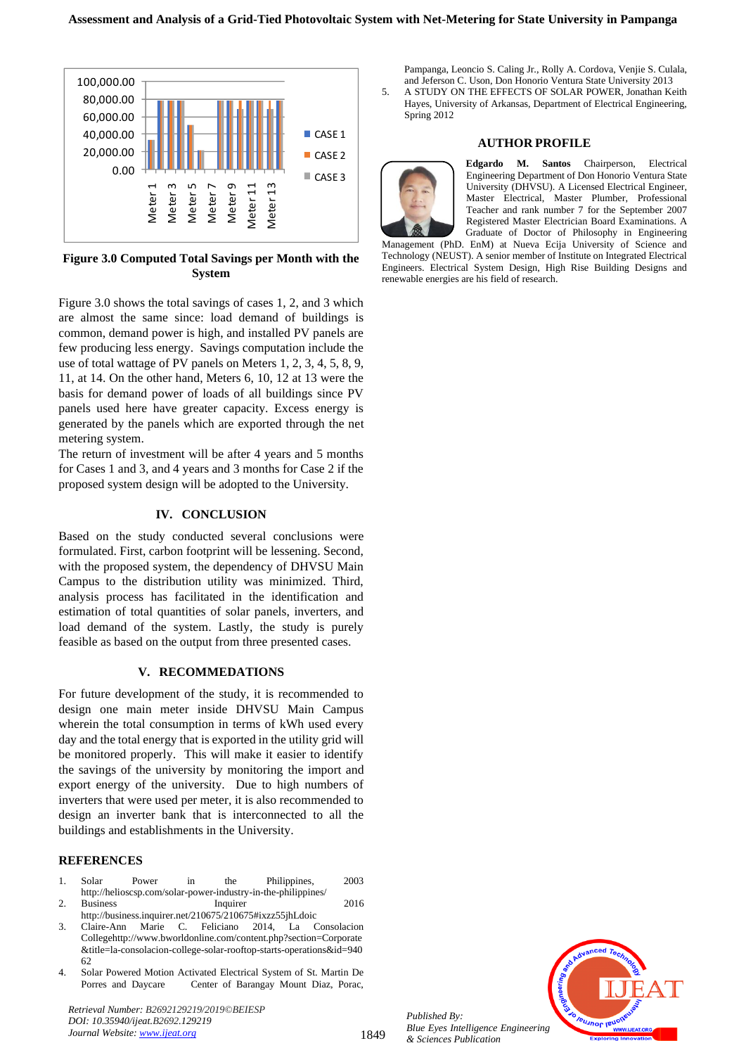100,000.00
80,000.00
60,000.00
40,000.00
20,000.00
0.00

Meter 1
Meter 3
Meter 5
Meter 7
Meter 9
Meter 11
Meter 13

CASE 1
CASE 2
CASE 3

**Figure 3.0 Computed Total Savings per Month with the System**

Figure 3.0 shows the total savings of cases 1, 2, and 3 which are almost the same since: load demand of buildings is common, demand power is high, and installed PV panels are few producing less energy. Savings computation include the use of total wattage of PV panels on Meters 1, 2, 3, 4, 5, 8, 9, 11, at 14. On the other hand, Meters 6, 10, 12 at 13 were the basis for demand power of loads of all buildings since PV panels used here have greater capacity. Excess energy is generated by the panels which are exported through the net metering system.

The return of investment will be after 4 years and 5 months for Cases 1 and 3, and 4 years and 3 months for Case 2 if the proposed system design will be adopted to the University.

## IV. CONCLUSION

Based on the study conducted several conclusions were formulated. First, carbon footprint will be lessening. Second, with the proposed system, the dependency of DHVSU Main Campus to the distribution utility was minimized. Third, analysis process has facilitated in the identification and estimation of total quantities of solar panels, inverters, and load demand of the system. Lastly, the study is purely feasible as based on the output from three presented cases.

## V. RECOMMEDATIONS

For future development of the study, it is recommended to design one main meter inside DHVSU Main Campus wherein the total consumption in terms of kWh used every day and the total energy that is exported in the utility grid will be monitored properly. This will make it easier to identify the savings of the university by monitoring the import and export energy of the university. Due to high numbers of inverters that were used per meter, it is also recommended to design an inverter bank that is interconnected to all the buildings and establishments in the University.

## REFERENCES

1. Solar Power in the Philippines, 2003 http://helioscsp.com/solar-power-industry-in-the-philippines/
2. Business Inquirer 2016 http://business.inquirer.net/210675/210675#ixzz55jhLdoic
3. Claire-Ann Marie C. Feliciano 2014, La Consolacion Collegehttp://www.bworldonline.com/content.php?section=Corporate&title=la-consolacion-college-solar-rooftop-starts-operations&id=94062
4. Solar Powered Motion Activated Electrical System of St. Martin De Porres and Daycare Center of Barangay Mount Diaz, Porac, Pampanga, Leoncio S. Caling Jr., Rolly A. Cordova, Venjie S. Culala, and Jeferson C. Uson, Don Honorio Ventura State University 2013
5. A STUDY ON THE EFFECTS OF SOLAR POWER, Jonathan Keith Hayes, University of Arkansas, Department of Electrical Engineering, Spring 2012

## AUTHOR PROFILE

**Edgardo M. Santos** Chairperson, Electrical Engineering Department of Don Honorio Ventura State University (DHVSU). A Licensed Electrical Engineer, Master Electrical, Master Plumber, Professional Teacher and rank number 7 for the September 2007 Registered Master Electrician Board Examinations. A Graduate of Doctor of Philosophy in Engineering Management (PhD. EnM) at Nueva Ecija University of Science and Technology (NEUST). A senior member of Institute on Integrated Electrical Engineers. Electrical System Design, High Rise Building Designs and renewable energies are his field of research.